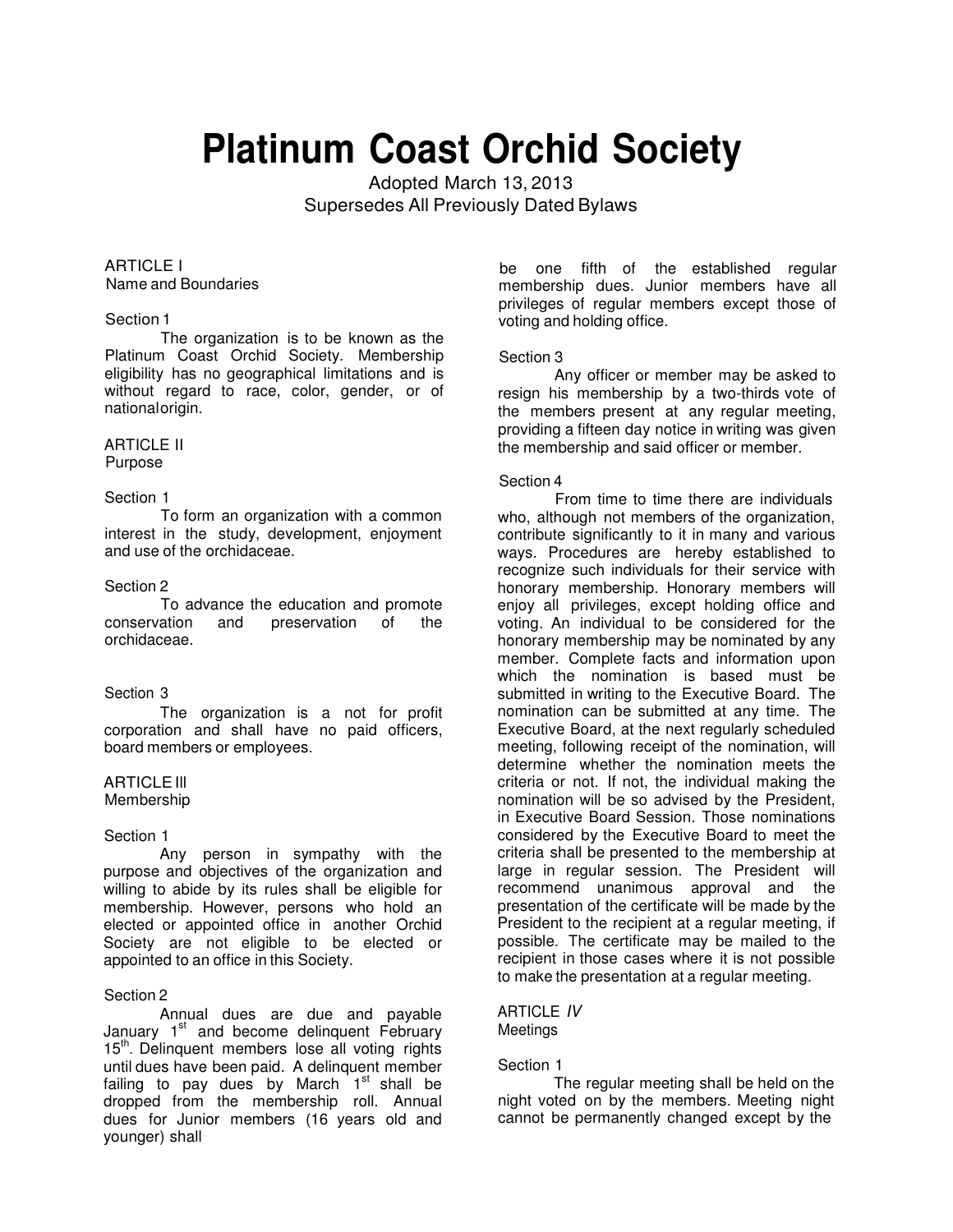# Platinum Coast Orchid Society

Adopted March 13, 2013
Supersedes All Previously Dated Bylaws

## ARTICLE I
Name and Boundaries

### Section 1

The organization is to be known as the Platinum Coast Orchid Society. Membership eligibility has no geographical limitations and is without regard to race, color, gender, or of nationalorigin.

## ARTICLE II
Purpose

### Section 1

To form an organization with a common interest in the study, development, enjoyment and use of the orchidaceae.

### Section 2

To advance the education and promote conservation and preservation of the orchidaceae.

### Section 3

The organization is a not for profit corporation and shall have no paid officers, board members or employees.

## ARTICLE III
Membership

### Section 1

Any person in sympathy with the purpose and objectives of the organization and willing to abide by its rules shall be eligible for membership. However, persons who hold an elected or appointed office in another Orchid Society are not eligible to be elected or appointed to an office in this Society.

### Section 2

Annual dues are due and payable January 1st and become delinquent February 15th. Delinquent members lose all voting rights until dues have been paid. A delinquent member failing to pay dues by March 1st shall be dropped from the membership roll. Annual dues for Junior members (16 years old and younger) shall be one fifth of the established regular membership dues. Junior members have all privileges of regular members except those of voting and holding office.

### Section 3

Any officer or member may be asked to resign his membership by a two-thirds vote of the members present at any regular meeting, providing a fifteen day notice in writing was given the membership and said officer or member.

### Section 4

From time to time there are individuals who, although not members of the organization, contribute significantly to it in many and various ways. Procedures are hereby established to recognize such individuals for their service with honorary membership. Honorary members will enjoy all privileges, except holding office and voting. An individual to be considered for the honorary membership may be nominated by any member. Complete facts and information upon which the nomination is based must be submitted in writing to the Executive Board. The nomination can be submitted at any time. The Executive Board, at the next regularly scheduled meeting, following receipt of the nomination, will determine whether the nomination meets the criteria or not. If not, the individual making the nomination will be so advised by the President, in Executive Board Session. Those nominations considered by the Executive Board to meet the criteria shall be presented to the membership at large in regular session. The President will recommend unanimous approval and the presentation of the certificate will be made by the President to the recipient at a regular meeting, if possible. The certificate may be mailed to the recipient in those cases where it is not possible to make the presentation at a regular meeting.

## ARTICLE *IV*
Meetings

### Section 1

The regular meeting shall be held on the night voted on by the members. Meeting night cannot be permanently changed except by the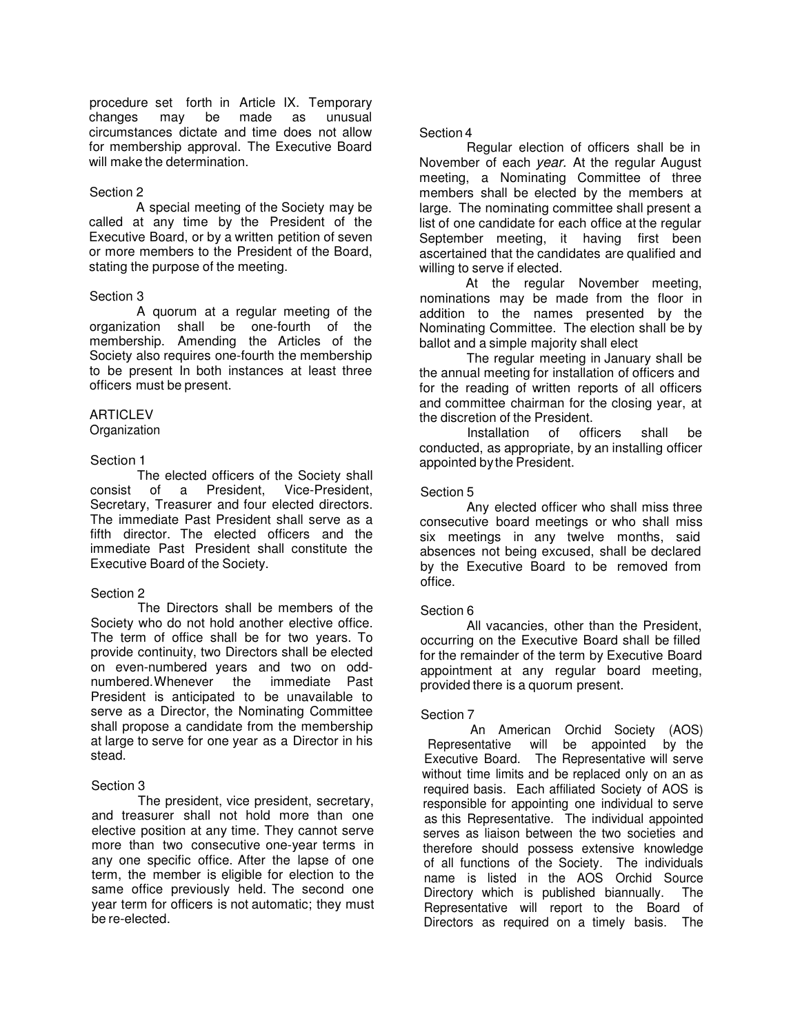procedure set forth in Article IX. Temporary changes may be made as unusual circumstances dictate and time does not allow for membership approval. The Executive Board will make the determination.

Section 2

A special meeting of the Society may be called at any time by the President of the Executive Board, or by a written petition of seven or more members to the President of the Board, stating the purpose of the meeting.

Section 3

A quorum at a regular meeting of the organization shall be one-fourth of the membership. Amending the Articles of the Society also requires one-fourth the membership to be present In both instances at least three officers must be present.

ARTICLEV

Organization

Section 1

The elected officers of the Society shall consist of a President, Vice-President, Secretary, Treasurer and four elected directors. The immediate Past President shall serve as a fifth director. The elected officers and the immediate Past President shall constitute the Executive Board of the Society.

Section 2

The Directors shall be members of the Society who do not hold another elective office. The term of office shall be for two years. To provide continuity, two Directors shall be elected on even-numbered years and two on odd-numbered. Whenever the immediate Past President is anticipated to be unavailable to serve as a Director, the Nominating Committee shall propose a candidate from the membership at large to serve for one year as a Director in his stead.

Section 3

The president, vice president, secretary, and treasurer shall not hold more than one elective position at any time. They cannot serve more than two consecutive one-year terms in any one specific office. After the lapse of one term, the member is eligible for election to the same office previously held. The second one year term for officers is not automatic; they must be re-elected.

Section 4

Regular election of officers shall be in November of each *year.* At the regular August meeting, a Nominating Committee of three members shall be elected by the members at large. The nominating committee shall present a list of one candidate for each office at the regular September meeting, it having first been ascertained that the candidates are qualified and willing to serve if elected.

At the regular November meeting, nominations may be made from the floor in addition to the names presented by the Nominating Committee. The election shall be by ballot and a simple majority shall elect

The regular meeting in January shall be the annual meeting for installation of officers and for the reading of written reports of all officers and committee chairman for the closing year, at the discretion of the President.

Installation of officers shall be conducted, as appropriate, by an installing officer appointed by the President.

Section 5

Any elected officer who shall miss three consecutive board meetings or who shall miss six meetings in any twelve months, said absences not being excused, shall be declared by the Executive Board to be removed from office.

Section 6

All vacancies, other than the President, occurring on the Executive Board shall be filled for the remainder of the term by Executive Board appointment at any regular board meeting, provided there is a quorum present.

Section 7

An American Orchid Society (AOS) Representative will be appointed by the Executive Board. The Representative will serve without time limits and be replaced only on an as required basis. Each affiliated Society of AOS is responsible for appointing one individual to serve as this Representative. The individual appointed serves as liaison between the two societies and therefore should possess extensive knowledge of all functions of the Society. The individuals name is listed in the AOS Orchid Source Directory which is published biannually. The Representative will report to the Board of Directors as required on a timely basis. The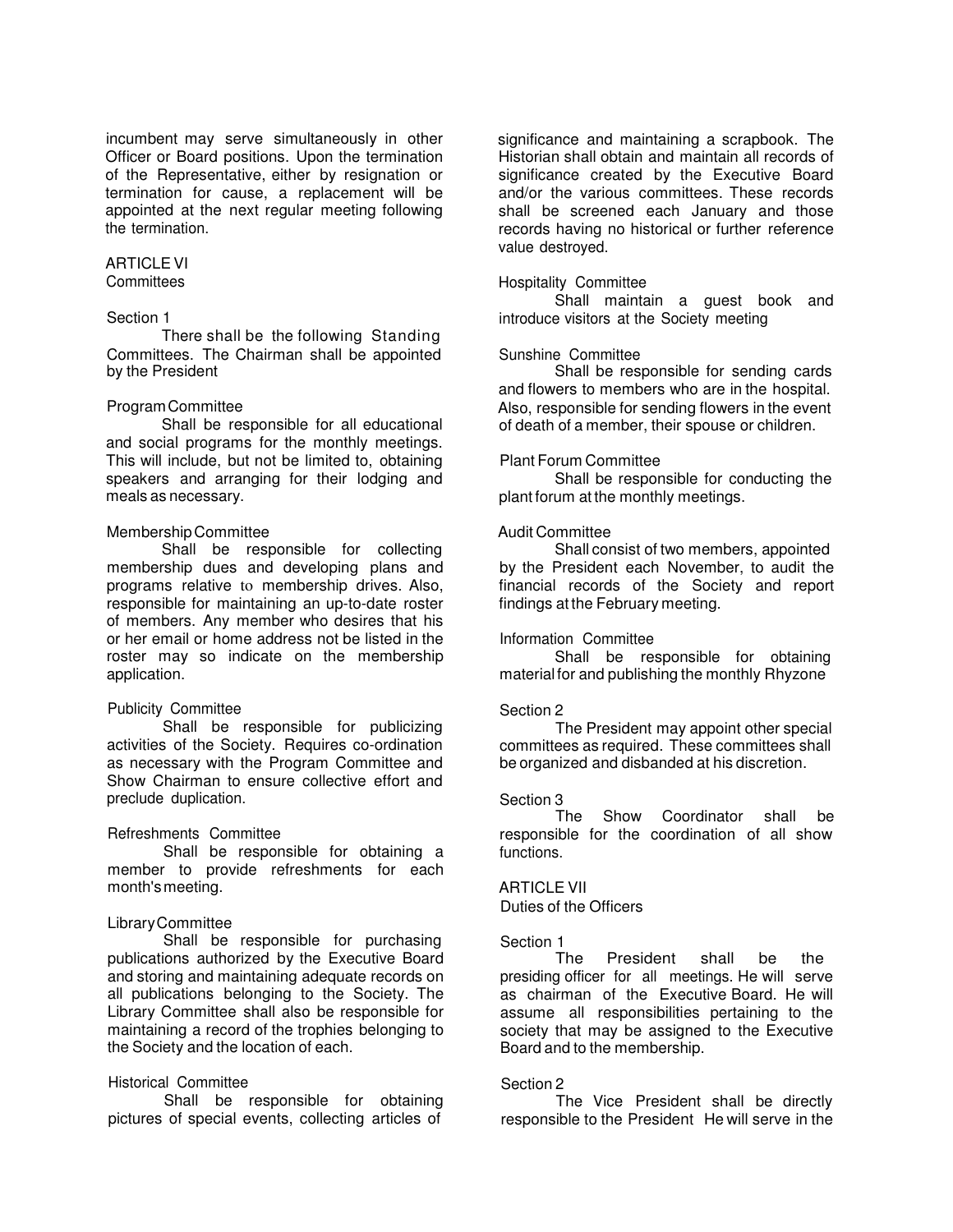incumbent may serve simultaneously in other Officer or Board positions. Upon the termination of the Representative, either by resignation or termination for cause, a replacement will be appointed at the next regular meeting following the termination.

ARTICLE VI
Committees

Section 1

There shall be the following Standing Committees. The Chairman shall be appointed by the President

Program Committee

Shall be responsible for all educational and social programs for the monthly meetings. This will include, but not be limited to, obtaining speakers and arranging for their lodging and meals as necessary.

Membership Committee

Shall be responsible for collecting membership dues and developing plans and programs relative to membership drives. Also, responsible for maintaining an up-to-date roster of members. Any member who desires that his or her email or home address not be listed in the roster may so indicate on the membership application.

Publicity Committee

Shall be responsible for publicizing activities of the Society. Requires co-ordination as necessary with the Program Committee and Show Chairman to ensure collective effort and preclude duplication.

Refreshments Committee

Shall be responsible for obtaining a member to provide refreshments for each month's meeting.

Library Committee

Shall be responsible for purchasing publications authorized by the Executive Board and storing and maintaining adequate records on all publications belonging to the Society. The Library Committee shall also be responsible for maintaining a record of the trophies belonging to the Society and the location of each.

Historical Committee

Shall be responsible for obtaining pictures of special events, collecting articles of significance and maintaining a scrapbook. The Historian shall obtain and maintain all records of significance created by the Executive Board and/or the various committees. These records shall be screened each January and those records having no historical or further reference value destroyed.

Hospitality Committee

Shall maintain a guest book and introduce visitors at the Society meeting

Sunshine Committee

Shall be responsible for sending cards and flowers to members who are in the hospital. Also, responsible for sending flowers in the event of death of a member, their spouse or children.

Plant Forum Committee

Shall be responsible for conducting the plant forum at the monthly meetings.

Audit Committee

Shall consist of two members, appointed by the President each November, to audit the financial records of the Society and report findings at the February meeting.

Information Committee

Shall be responsible for obtaining material for and publishing the monthly Rhyzone

Section 2

The President may appoint other special committees as required. These committees shall be organized and disbanded at his discretion.

Section 3

The Show Coordinator shall be responsible for the coordination of all show functions.

ARTICLE VII
Duties of the Officers

Section 1

The President shall be the presiding officer for all meetings. He will serve as chairman of the Executive Board. He will assume all responsibilities pertaining to the society that may be assigned to the Executive Board and to the membership.

Section 2

The Vice President shall be directly responsible to the President He will serve in the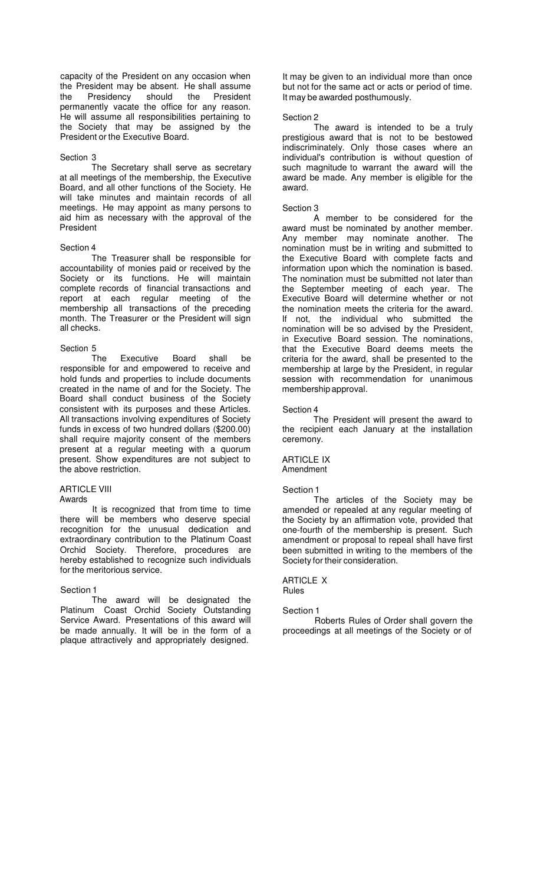capacity of the President on any occasion when the President may be absent. He shall assume the Presidency should the President permanently vacate the office for any reason. He will assume all responsibilities pertaining to the Society that may be assigned by the President or the Executive Board.

Section 3

The Secretary shall serve as secretary at all meetings of the membership, the Executive Board, and all other functions of the Society. He will take minutes and maintain records of all meetings. He may appoint as many persons to aid him as necessary with the approval of the President

Section 4

The Treasurer shall be responsible for accountability of monies paid or received by the Society or its functions. He will maintain complete records of financial transactions and report at each regular meeting of the membership all transactions of the preceding month. The Treasurer or the President will sign all checks.

Section 5

The Executive Board shall be responsible for and empowered to receive and hold funds and properties to include documents created in the name of and for the Society. The Board shall conduct business of the Society consistent with its purposes and these Articles. All transactions involving expenditures of Society funds in excess of two hundred dollars ($200.00) shall require majority consent of the members present at a regular meeting with a quorum present. Show expenditures are not subject to the above restriction.

## ARTICLE VIII
Awards

It is recognized that from time to time there will be members who deserve special recognition for the unusual dedication and extraordinary contribution to the Platinum Coast Orchid Society. Therefore, procedures are hereby established to recognize such individuals for the meritorious service.

Section 1

The award will be designated the Platinum Coast Orchid Society Outstanding Service Award. Presentations of this award will be made annually. It will be in the form of a plaque attractively and appropriately designed. It may be given to an individual more than once but not for the same act or acts or period of time. It may be awarded posthumously.

Section 2

The award is intended to be a truly prestigious award that is not to be bestowed indiscriminately. Only those cases where an individual's contribution is without question of such magnitude to warrant the award will the award be made. Any member is eligible for the award.

Section 3

A member to be considered for the award must be nominated by another member. Any member may nominate another. The nomination must be in writing and submitted to the Executive Board with complete facts and information upon which the nomination is based. The nomination must be submitted not later than the September meeting of each year. The Executive Board will determine whether or not the nomination meets the criteria for the award. If not, the individual who submitted the nomination will be so advised by the President, in Executive Board session. The nominations, that the Executive Board deems meets the criteria for the award, shall be presented to the membership at large by the President, in regular session with recommendation for unanimous membership approval.

Section 4

The President will present the award to the recipient each January at the installation ceremony.

## ARTICLE IX
Amendment

Section 1

The articles of the Society may be amended or repealed at any regular meeting of the Society by an affirmation vote, provided that one-fourth of the membership is present. Such amendment or proposal to repeal shall have first been submitted in writing to the members of the Society for their consideration.

## ARTICLE X
Rules

Section 1

Roberts Rules of Order shall govern the proceedings at all meetings of the Society or of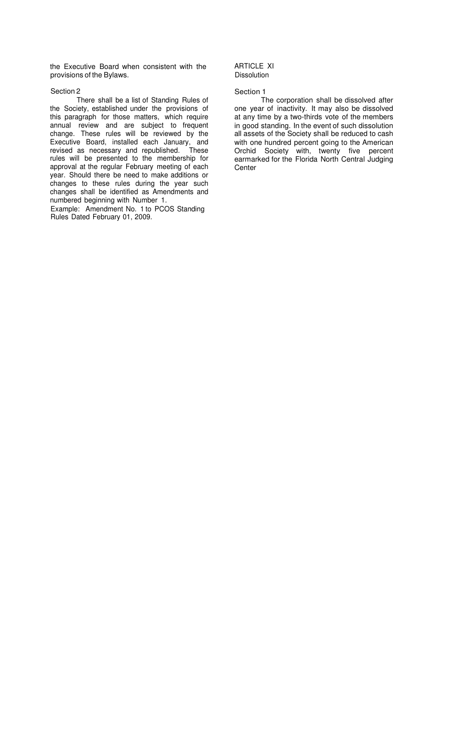the Executive Board when consistent with the provisions of the Bylaws.

Section 2

There shall be a list of Standing Rules of the Society, established under the provisions of this paragraph for those matters, which require annual review and are subject to frequent change. These rules will be reviewed by the Executive Board, installed each January, and revised as necessary and republished. These rules will be presented to the membership for approval at the regular February meeting of each year. Should there be need to make additions or changes to these rules during the year such changes shall be identified as Amendments and numbered beginning with Number 1.

Example: Amendment No. 1 to PCOS Standing Rules Dated February 01, 2009.

## ARTICLE XI
Dissolution

Section 1

The corporation shall be dissolved after one year of inactivity. It may also be dissolved at any time by a two-thirds vote of the members in good standing. In the event of such dissolution all assets of the Society shall be reduced to cash with one hundred percent going to the American Orchid Society with, twenty five percent earmarked for the Florida North Central Judging Center